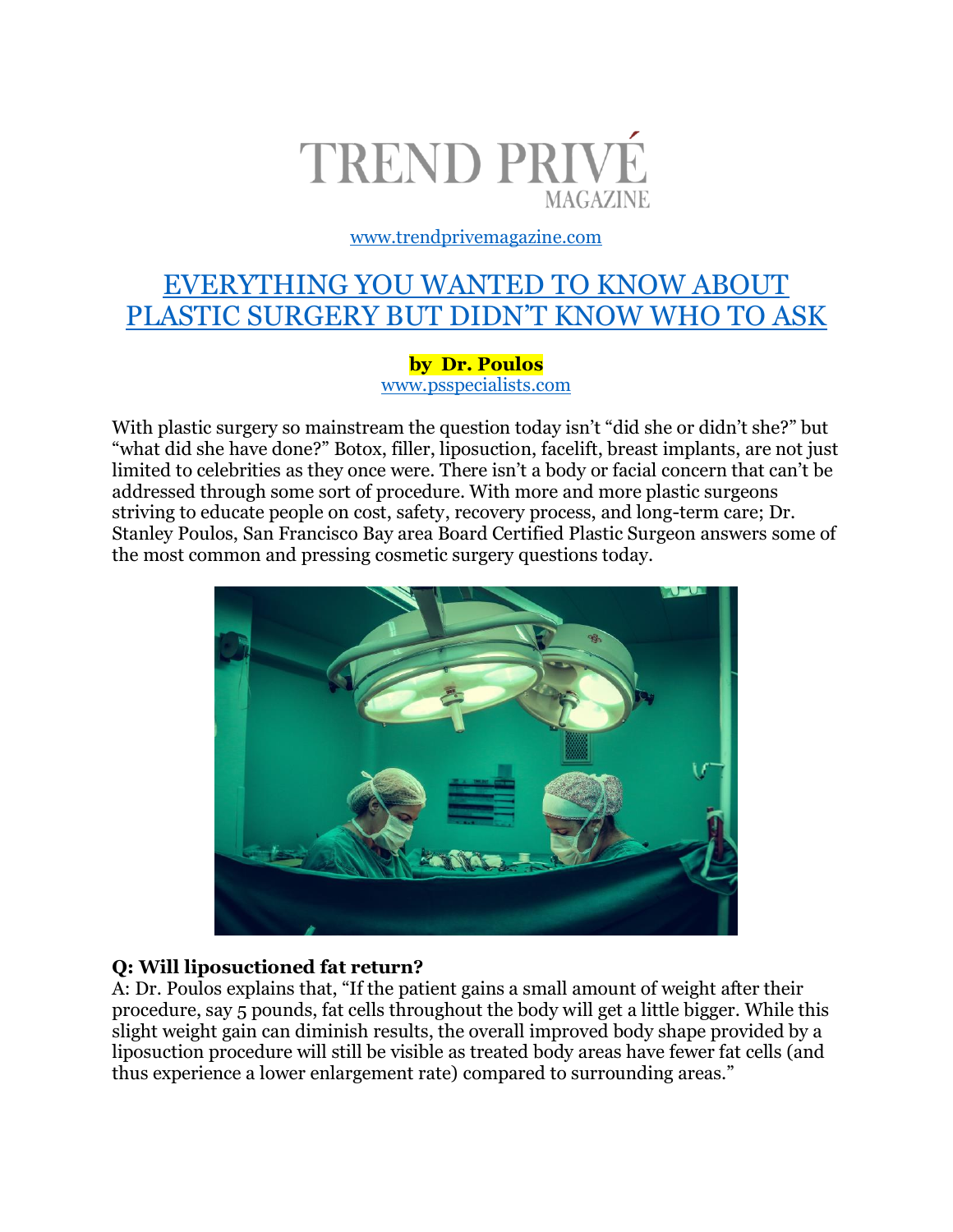# TREND PRIVÉ
MAGAZINE

www.trendprivemagazine.com

## EVERYTHING YOU WANTED TO KNOW ABOUT PLASTIC SURGERY BUT DIDN'T KNOW WHO TO ASK

**by Dr. Poulos**
www.psspecialists.com

With plastic surgery so mainstream the question today isn't "did she or didn't she?" but "what did she have done?" Botox, filler, liposuction, facelift, breast implants, are not just limited to celebrities as they once were. There isn't a body or facial concern that can't be addressed through some sort of procedure. With more and more plastic surgeons striving to educate people on cost, safety, recovery process, and long-term care; Dr. Stanley Poulos, San Francisco Bay area Board Certified Plastic Surgeon answers some of the most common and pressing cosmetic surgery questions today.

**Q: Will liposuctioned fat return?**
A: Dr. Poulos explains that, "If the patient gains a small amount of weight after their procedure, say 5 pounds, fat cells throughout the body will get a little bigger. While this slight weight gain can diminish results, the overall improved body shape provided by a liposuction procedure will still be visible as treated body areas have fewer fat cells (and thus experience a lower enlargement rate) compared to surrounding areas."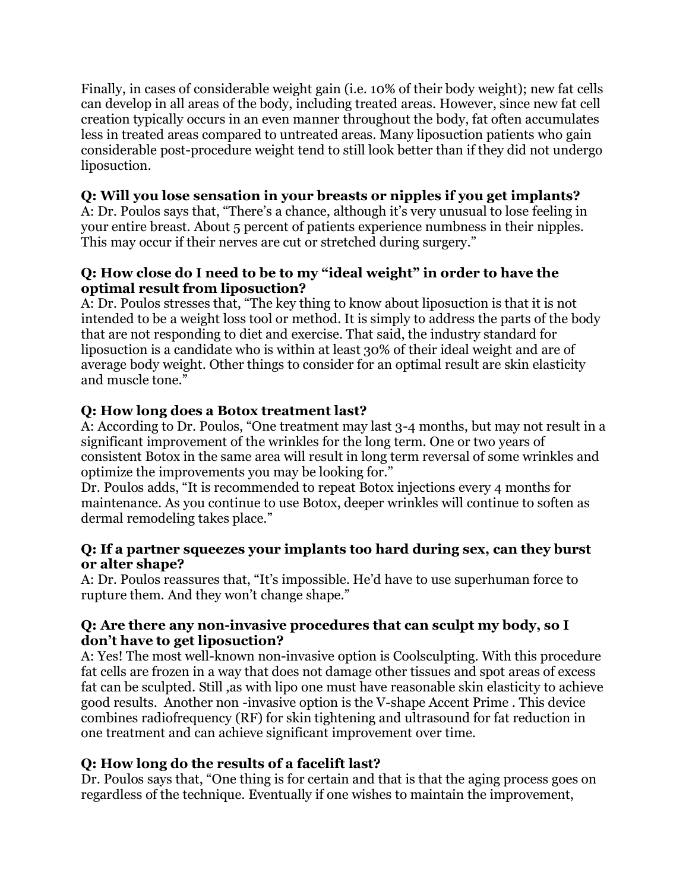Finally, in cases of considerable weight gain (i.e. 10% of their body weight); new fat cells can develop in all areas of the body, including treated areas. However, since new fat cell creation typically occurs in an even manner throughout the body, fat often accumulates less in treated areas compared to untreated areas. Many liposuction patients who gain considerable post-procedure weight tend to still look better than if they did not undergo liposuction.

**Q: Will you lose sensation in your breasts or nipples if you get implants?**
A: Dr. Poulos says that, "There's a chance, although it's very unusual to lose feeling in your entire breast. About 5 percent of patients experience numbness in their nipples. This may occur if their nerves are cut or stretched during surgery."

**Q: How close do I need to be to my "ideal weight" in order to have the optimal result from liposuction?**
A: Dr. Poulos stresses that, "The key thing to know about liposuction is that it is not intended to be a weight loss tool or method. It is simply to address the parts of the body that are not responding to diet and exercise. That said, the industry standard for liposuction is a candidate who is within at least 30% of their ideal weight and are of average body weight. Other things to consider for an optimal result are skin elasticity and muscle tone."

**Q: How long does a Botox treatment last?**
A: According to Dr. Poulos, "One treatment may last 3-4 months, but may not result in a significant improvement of the wrinkles for the long term. One or two years of consistent Botox in the same area will result in long term reversal of some wrinkles and optimize the improvements you may be looking for."
Dr. Poulos adds, "It is recommended to repeat Botox injections every 4 months for maintenance. As you continue to use Botox, deeper wrinkles will continue to soften as dermal remodeling takes place."

**Q: If a partner squeezes your implants too hard during sex, can they burst or alter shape?**
A: Dr. Poulos reassures that, "It's impossible. He'd have to use superhuman force to rupture them. And they won't change shape."

**Q: Are there any non-invasive procedures that can sculpt my body, so I don't have to get liposuction?**
A: Yes! The most well-known non-invasive option is Coolsculpting. With this procedure fat cells are frozen in a way that does not damage other tissues and spot areas of excess fat can be sculpted. Still ,as with lipo one must have reasonable skin elasticity to achieve good results. Another non -invasive option is the V-shape Accent Prime . This device combines radiofrequency (RF) for skin tightening and ultrasound for fat reduction in one treatment and can achieve significant improvement over time.

**Q: How long do the results of a facelift last?**
Dr. Poulos says that, "One thing is for certain and that is that the aging process goes on regardless of the technique. Eventually if one wishes to maintain the improvement,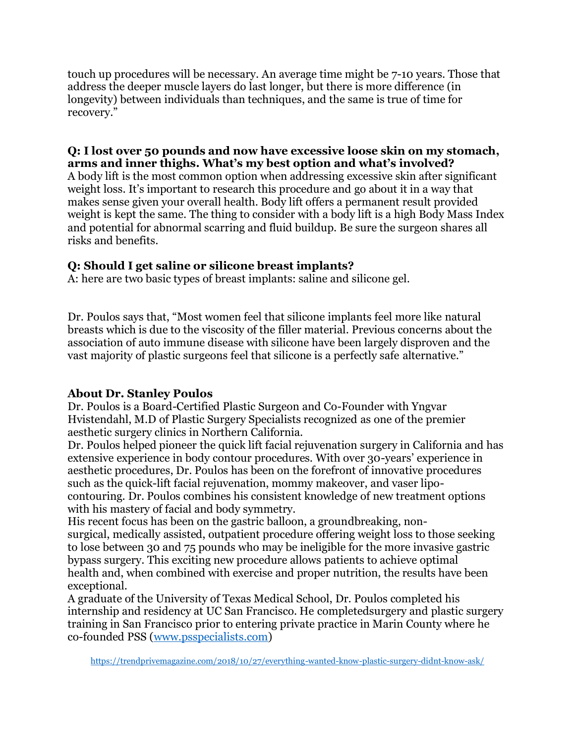touch up procedures will be necessary. An average time might be 7-10 years. Those that address the deeper muscle layers do last longer, but there is more difference (in longevity) between individuals than techniques, and the same is true of time for recovery."

**Q: I lost over 50 pounds and now have excessive loose skin on my stomach, arms and inner thighs. What's my best option and what's involved?**

A body lift is the most common option when addressing excessive skin after significant weight loss. It's important to research this procedure and go about it in a way that makes sense given your overall health. Body lift offers a permanent result provided weight is kept the same. The thing to consider with a body lift is a high Body Mass Index and potential for abnormal scarring and fluid buildup. Be sure the surgeon shares all risks and benefits.

**Q: Should I get saline or silicone breast implants?**

A: here are two basic types of breast implants: saline and silicone gel.

Dr. Poulos says that, "Most women feel that silicone implants feel more like natural breasts which is due to the viscosity of the filler material. Previous concerns about the association of auto immune disease with silicone have been largely disproven and the vast majority of plastic surgeons feel that silicone is a perfectly safe alternative."

**About Dr. Stanley Poulos**

Dr. Poulos is a Board-Certified Plastic Surgeon and Co-Founder with Yngvar Hvistendahl, M.D of Plastic Surgery Specialists recognized as one of the premier aesthetic surgery clinics in Northern California.

Dr. Poulos helped pioneer the quick lift facial rejuvenation surgery in California and has extensive experience in body contour procedures. With over 30-years' experience in aesthetic procedures, Dr. Poulos has been on the forefront of innovative procedures such as the quick-lift facial rejuvenation, mommy makeover, and vaser lipo-contouring. Dr. Poulos combines his consistent knowledge of new treatment options with his mastery of facial and body symmetry.

His recent focus has been on the gastric balloon, a groundbreaking, non-surgical, medically assisted, outpatient procedure offering weight loss to those seeking to lose between 30 and 75 pounds who may be ineligible for the more invasive gastric bypass surgery. This exciting new procedure allows patients to achieve optimal health and, when combined with exercise and proper nutrition, the results have been exceptional.

A graduate of the University of Texas Medical School, Dr. Poulos completed his internship and residency at UC San Francisco. He completedsurgery and plastic surgery training in San Francisco prior to entering private practice in Marin County where he co-founded PSS ([www.psspecialists.com](http://www.psspecialists.com))

https://trendprivemagazine.com/2018/10/27/everything-wanted-know-plastic-surgery-didnt-know-ask/